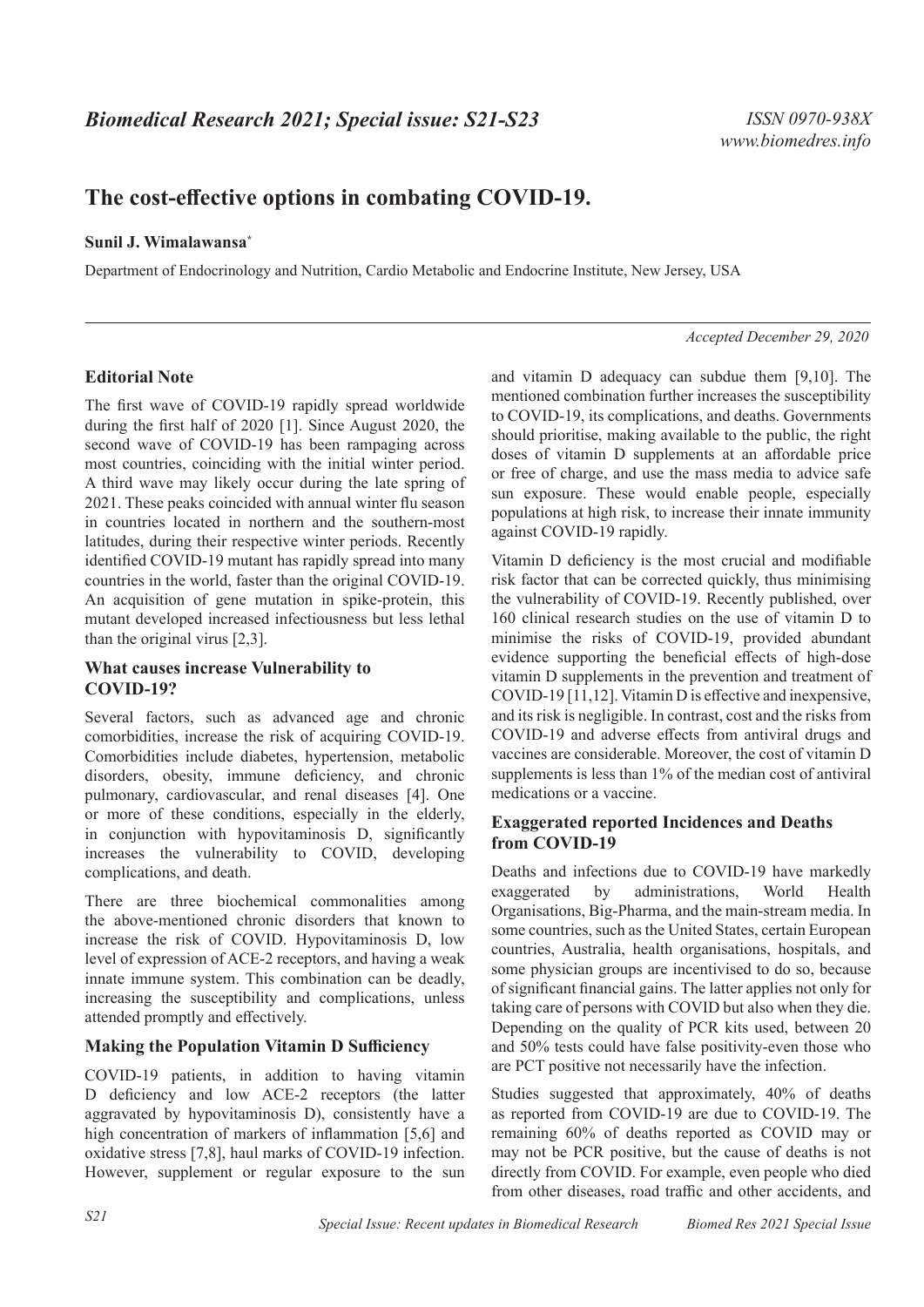# The cost-effective options in combating COVID-19.

**Sunil J. Wimalawansa***

Department of Endocrinology and Nutrition, Cardio Metabolic and Endocrine Institute, New Jersey, USA

*Accepted December 29, 2020*

## Editorial Note

The first wave of COVID-19 rapidly spread worldwide during the first half of 2020 [1]. Since August 2020, the second wave of COVID-19 has been rampaging across most countries, coinciding with the initial winter period. A third wave may likely occur during the late spring of 2021. These peaks coincided with annual winter flu season in countries located in northern and the southern-most latitudes, during their respective winter periods. Recently identified COVID-19 mutant has rapidly spread into many countries in the world, faster than the original COVID-19. An acquisition of gene mutation in spike-protein, this mutant developed increased infectiousness but less lethal than the original virus [2,3].

### What causes increase Vulnerability to COVID-19?

Several factors, such as advanced age and chronic comorbidities, increase the risk of acquiring COVID-19. Comorbidities include diabetes, hypertension, metabolic disorders, obesity, immune deficiency, and chronic pulmonary, cardiovascular, and renal diseases [4]. One or more of these conditions, especially in the elderly, in conjunction with hypovitaminosis D, significantly increases the vulnerability to COVID, developing complications, and death.

There are three biochemical commonalities among the above-mentioned chronic disorders that known to increase the risk of COVID. Hypovitaminosis D, low level of expression of ACE-2 receptors, and having a weak innate immune system. This combination can be deadly, increasing the susceptibility and complications, unless attended promptly and effectively.

### Making the Population Vitamin D Sufficiency

COVID-19 patients, in addition to having vitamin D deficiency and low ACE-2 receptors (the latter aggravated by hypovitaminosis D), consistently have a high concentration of markers of inflammation [5,6] and oxidative stress [7,8], haul marks of COVID-19 infection. However, supplement or regular exposure to the sun and vitamin D adequacy can subdue them [9,10]. The mentioned combination further increases the susceptibility to COVID-19, its complications, and deaths. Governments should prioritise, making available to the public, the right doses of vitamin D supplements at an affordable price or free of charge, and use the mass media to advice safe sun exposure. These would enable people, especially populations at high risk, to increase their innate immunity against COVID-19 rapidly.

Vitamin D deficiency is the most crucial and modifiable risk factor that can be corrected quickly, thus minimising the vulnerability of COVID-19. Recently published, over 160 clinical research studies on the use of vitamin D to minimise the risks of COVID-19, provided abundant evidence supporting the beneficial effects of high-dose vitamin D supplements in the prevention and treatment of COVID-19 [11,12]. Vitamin D is effective and inexpensive, and its risk is negligible. In contrast, cost and the risks from COVID-19 and adverse effects from antiviral drugs and vaccines are considerable. Moreover, the cost of vitamin D supplements is less than 1% of the median cost of antiviral medications or a vaccine.

### Exaggerated reported Incidences and Deaths from COVID-19

Deaths and infections due to COVID-19 have markedly exaggerated by administrations, World Health Organisations, Big-Pharma, and the main-stream media. In some countries, such as the United States, certain European countries, Australia, health organisations, hospitals, and some physician groups are incentivised to do so, because of significant financial gains. The latter applies not only for taking care of persons with COVID but also when they die. Depending on the quality of PCR kits used, between 20 and 50% tests could have false positivity-even those who are PCT positive not necessarily have the infection.

Studies suggested that approximately, 40% of deaths as reported from COVID-19 are due to COVID-19. The remaining 60% of deaths reported as COVID may or may not be PCR positive, but the cause of deaths is not directly from COVID. For example, even people who died from other diseases, road traffic and other accidents, and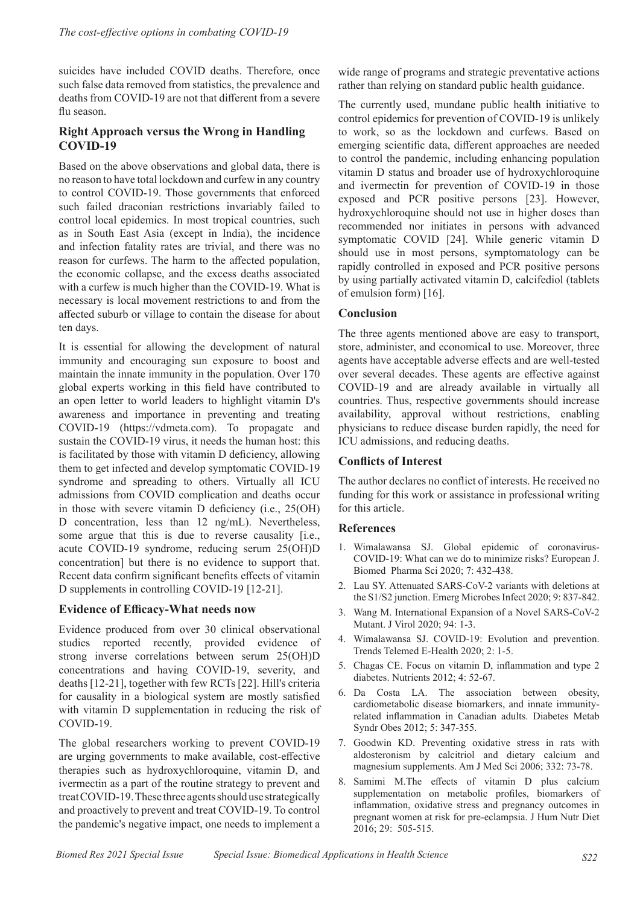suicides have included COVID deaths. Therefore, once such false data removed from statistics, the prevalence and deaths from COVID-19 are not that different from a severe flu season.

## Right Approach versus the Wrong in Handling COVID-19

Based on the above observations and global data, there is no reason to have total lockdown and curfew in any country to control COVID-19. Those governments that enforced such failed draconian restrictions invariably failed to control local epidemics. In most tropical countries, such as in South East Asia (except in India), the incidence and infection fatality rates are trivial, and there was no reason for curfews. The harm to the affected population, the economic collapse, and the excess deaths associated with a curfew is much higher than the COVID-19. What is necessary is local movement restrictions to and from the affected suburb or village to contain the disease for about ten days.

It is essential for allowing the development of natural immunity and encouraging sun exposure to boost and maintain the innate immunity in the population. Over 170 global experts working in this field have contributed to an open letter to world leaders to highlight vitamin D's awareness and importance in preventing and treating COVID-19 (https://vdmeta.com). To propagate and sustain the COVID-19 virus, it needs the human host: this is facilitated by those with vitamin D deficiency, allowing them to get infected and develop symptomatic COVID-19 syndrome and spreading to others. Virtually all ICU admissions from COVID complication and deaths occur in those with severe vitamin D deficiency (i.e., 25(OH) D concentration, less than 12 ng/mL). Nevertheless, some argue that this is due to reverse causality [i.e., acute COVID-19 syndrome, reducing serum 25(OH)D concentration] but there is no evidence to support that. Recent data confirm significant benefits effects of vitamin D supplements in controlling COVID-19 [12-21].

## Evidence of Efficacy-What needs now

Evidence produced from over 30 clinical observational studies reported recently, provided evidence of strong inverse correlations between serum 25(OH)D concentrations and having COVID-19, severity, and deaths [12-21], together with few RCTs [22]. Hill's criteria for causality in a biological system are mostly satisfied with vitamin D supplementation in reducing the risk of COVID-19.

The global researchers working to prevent COVID-19 are urging governments to make available, cost-effective therapies such as hydroxychloroquine, vitamin D, and ivermectin as a part of the routine strategy to prevent and treat COVID-19. These three agents should use strategically and proactively to prevent and treat COVID-19. To control the pandemic's negative impact, one needs to implement a wide range of programs and strategic preventative actions rather than relying on standard public health guidance.

The currently used, mundane public health initiative to control epidemics for prevention of COVID-19 is unlikely to work, so as the lockdown and curfews. Based on emerging scientific data, different approaches are needed to control the pandemic, including enhancing population vitamin D status and broader use of hydroxychloroquine and ivermectin for prevention of COVID-19 in those exposed and PCR positive persons [23]. However, hydroxychloroquine should not use in higher doses than recommended nor initiates in persons with advanced symptomatic COVID [24]. While generic vitamin D should use in most persons, symptomatology can be rapidly controlled in exposed and PCR positive persons by using partially activated vitamin D, calcifediol (tablets of emulsion form) [16].

## Conclusion

The three agents mentioned above are easy to transport, store, administer, and economical to use. Moreover, three agents have acceptable adverse effects and are well-tested over several decades. These agents are effective against COVID-19 and are already available in virtually all countries. Thus, respective governments should increase availability, approval without restrictions, enabling physicians to reduce disease burden rapidly, the need for ICU admissions, and reducing deaths.

## Conflicts of Interest

The author declares no conflict of interests. He received no funding for this work or assistance in professional writing for this article.

## References

1. Wimalawansa SJ. Global epidemic of coronavirus-COVID-19: What can we do to minimize risks? European J. Biomed Pharma Sci 2020; 7: 432-438.
2. Lau SY. Attenuated SARS-CoV-2 variants with deletions at the S1/S2 junction. Emerg Microbes Infect 2020; 9: 837-842.
3. Wang M. International Expansion of a Novel SARS-CoV-2 Mutant. J Virol 2020; 94: 1-3.
4. Wimalawansa SJ. COVID-19: Evolution and prevention. Trends Telemed E-Health 2020; 2: 1-5.
5. Chagas CE. Focus on vitamin D, inflammation and type 2 diabetes. Nutrients 2012; 4: 52-67.
6. Da Costa LA. The association between obesity, cardiometabolic disease biomarkers, and innate immunity-related inflammation in Canadian adults. Diabetes Metab Syndr Obes 2012; 5: 347-355.
7. Goodwin KD. Preventing oxidative stress in rats with aldosteronism by calcitriol and dietary calcium and magnesium supplements. Am J Med Sci 2006; 332: 73-78.
8. Samimi M.The effects of vitamin D plus calcium supplementation on metabolic profiles, biomarkers of inflammation, oxidative stress and pregnancy outcomes in pregnant women at risk for pre-eclampsia. J Hum Nutr Diet 2016; 29: 505-515.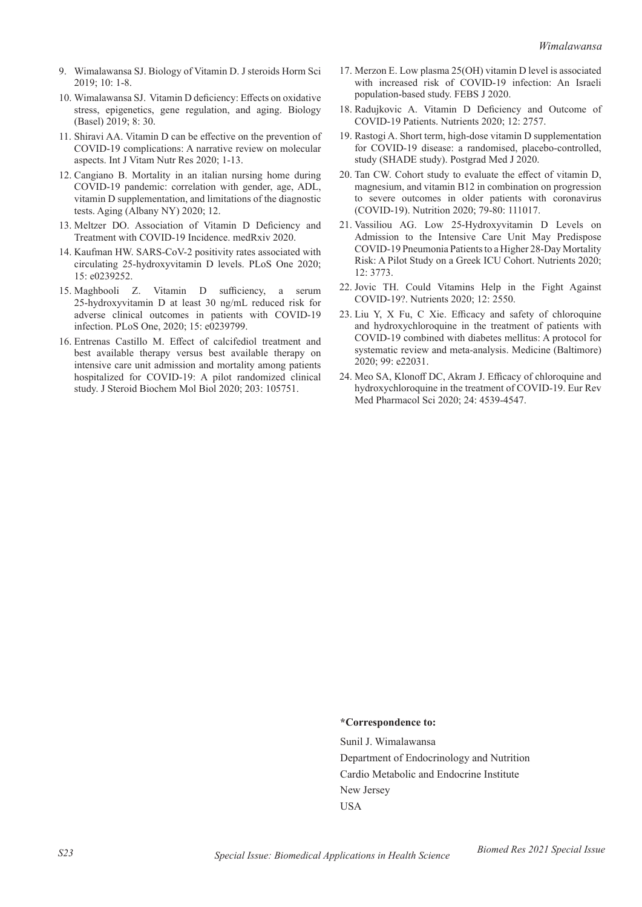9. Wimalawansa SJ. Biology of Vitamin D. J steroids Horm Sci 2019; 10: 1-8.
10. Wimalawansa SJ. Vitamin D deficiency: Effects on oxidative stress, epigenetics, gene regulation, and aging. Biology (Basel) 2019; 8: 30.
11. Shiravi AA. Vitamin D can be effective on the prevention of COVID-19 complications: A narrative review on molecular aspects. Int J Vitam Nutr Res 2020; 1-13.
12. Cangiano B. Mortality in an italian nursing home during COVID-19 pandemic: correlation with gender, age, ADL, vitamin D supplementation, and limitations of the diagnostic tests. Aging (Albany NY) 2020; 12.
13. Meltzer DO. Association of Vitamin D Deficiency and Treatment with COVID-19 Incidence. medRxiv 2020.
14. Kaufman HW. SARS-CoV-2 positivity rates associated with circulating 25-hydroxyvitamin D levels. PLoS One 2020; 15: e0239252.
15. Maghbooli Z. Vitamin D sufficiency, a serum 25-hydroxyvitamin D at least 30 ng/mL reduced risk for adverse clinical outcomes in patients with COVID-19 infection. PLoS One, 2020; 15: e0239799.
16. Entrenas Castillo M. Effect of calcifediol treatment and best available therapy versus best available therapy on intensive care unit admission and mortality among patients hospitalized for COVID-19: A pilot randomized clinical study. J Steroid Biochem Mol Biol 2020; 203: 105751.
17. Merzon E. Low plasma 25(OH) vitamin D level is associated with increased risk of COVID-19 infection: An Israeli population-based study. FEBS J 2020.
18. Radujkovic A. Vitamin D Deficiency and Outcome of COVID-19 Patients. Nutrients 2020; 12: 2757.
19. Rastogi A. Short term, high-dose vitamin D supplementation for COVID-19 disease: a randomised, placebo-controlled, study (SHADE study). Postgrad Med J 2020.
20. Tan CW. Cohort study to evaluate the effect of vitamin D, magnesium, and vitamin B12 in combination on progression to severe outcomes in older patients with coronavirus (COVID-19). Nutrition 2020; 79-80: 111017.
21. Vassiliou AG. Low 25-Hydroxyvitamin D Levels on Admission to the Intensive Care Unit May Predispose COVID-19 Pneumonia Patients to a Higher 28-Day Mortality Risk: A Pilot Study on a Greek ICU Cohort. Nutrients 2020; 12: 3773.
22. Jovic TH. Could Vitamins Help in the Fight Against COVID-19?. Nutrients 2020; 12: 2550.
23. Liu Y, X Fu, C Xie. Efficacy and safety of chloroquine and hydroxychloroquine in the treatment of patients with COVID-19 combined with diabetes mellitus: A protocol for systematic review and meta-analysis. Medicine (Baltimore) 2020; 99: e22031.
24. Meo SA, Klonoff DC, Akram J. Efficacy of chloroquine and hydroxychloroquine in the treatment of COVID-19. Eur Rev Med Pharmacol Sci 2020; 24: 4539-4547.

**\*Correspondence to:**

Sunil J. Wimalawansa

Department of Endocrinology and Nutrition

Cardio Metabolic and Endocrine Institute

New Jersey

USA